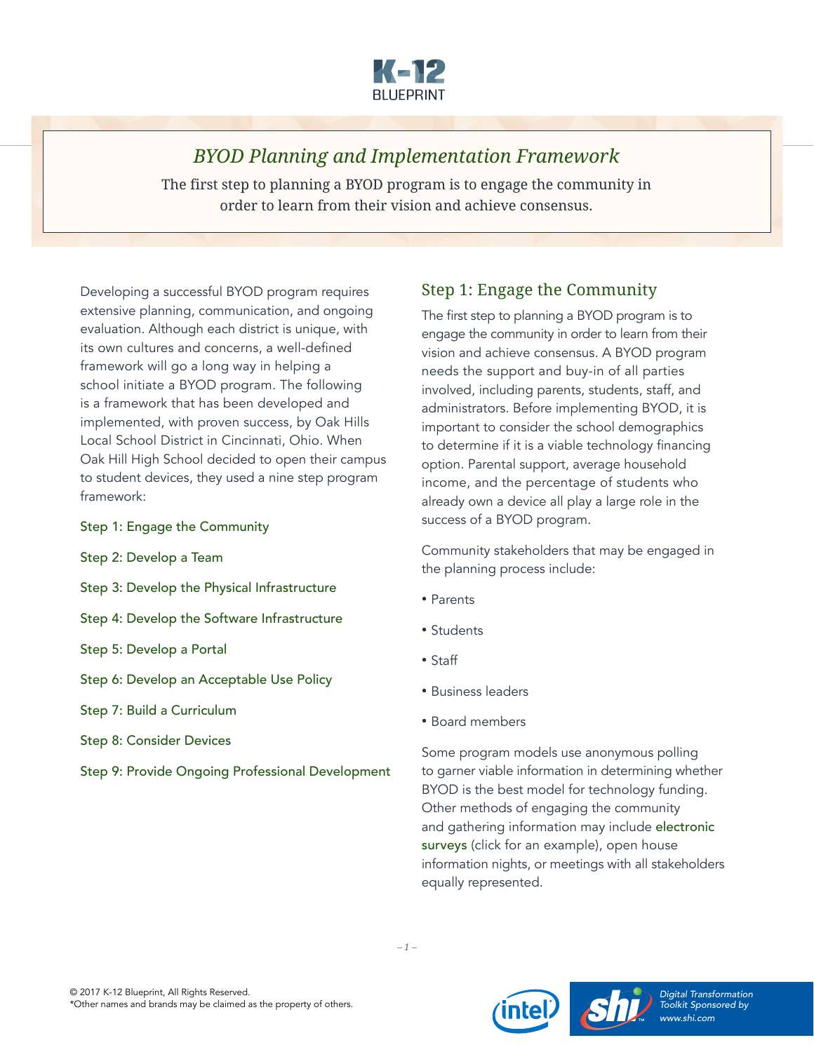# BYOD Planning and Implementation Framework

The first step to planning a BYOD program is to engage the community in order to learn from their vision and achieve consensus.

Developing a successful BYOD program requires extensive planning, communication, and ongoing evaluation. Although each district is unique, with its own cultures and concerns, a well-defined framework will go a long way in helping a school initiate a BYOD program. The following is a framework that has been developed and implemented, with proven success, by Oak Hills Local School District in Cincinnati, Ohio. When Oak Hill High School decided to open their campus to student devices, they used a nine step program framework:

Step 1: Engage the Community

Step 2: Develop a Team

Step 3: Develop the Physical Infrastructure

Step 4: Develop the Software Infrastructure

Step 5: Develop a Portal

Step 6: Develop an Acceptable Use Policy

Step 7: Build a Curriculum

Step 8: Consider Devices

Step 9: Provide Ongoing Professional Development

## Step 1: Engage the Community

The first step to planning a BYOD program is to engage the community in order to learn from their vision and achieve consensus. A BYOD program needs the support and buy-in of all parties involved, including parents, students, staff, and administrators. Before implementing BYOD, it is important to consider the school demographics to determine if it is a viable technology financing option. Parental support, average household income, and the percentage of students who already own a device all play a large role in the success of a BYOD program.

Community stakeholders that may be engaged in the planning process include:

- Parents
- Students
- Staff
- Business leaders
- Board members

Some program models use anonymous polling to garner viable information in determining whether BYOD is the best model for technology funding. Other methods of engaging the community and gathering information may include electronic surveys (click for an example), open house information nights, or meetings with all stakeholders equally represented.

© 2017 K-12 Blueprint, All Rights Reserved.
*Other names and brands may be claimed as the property of others.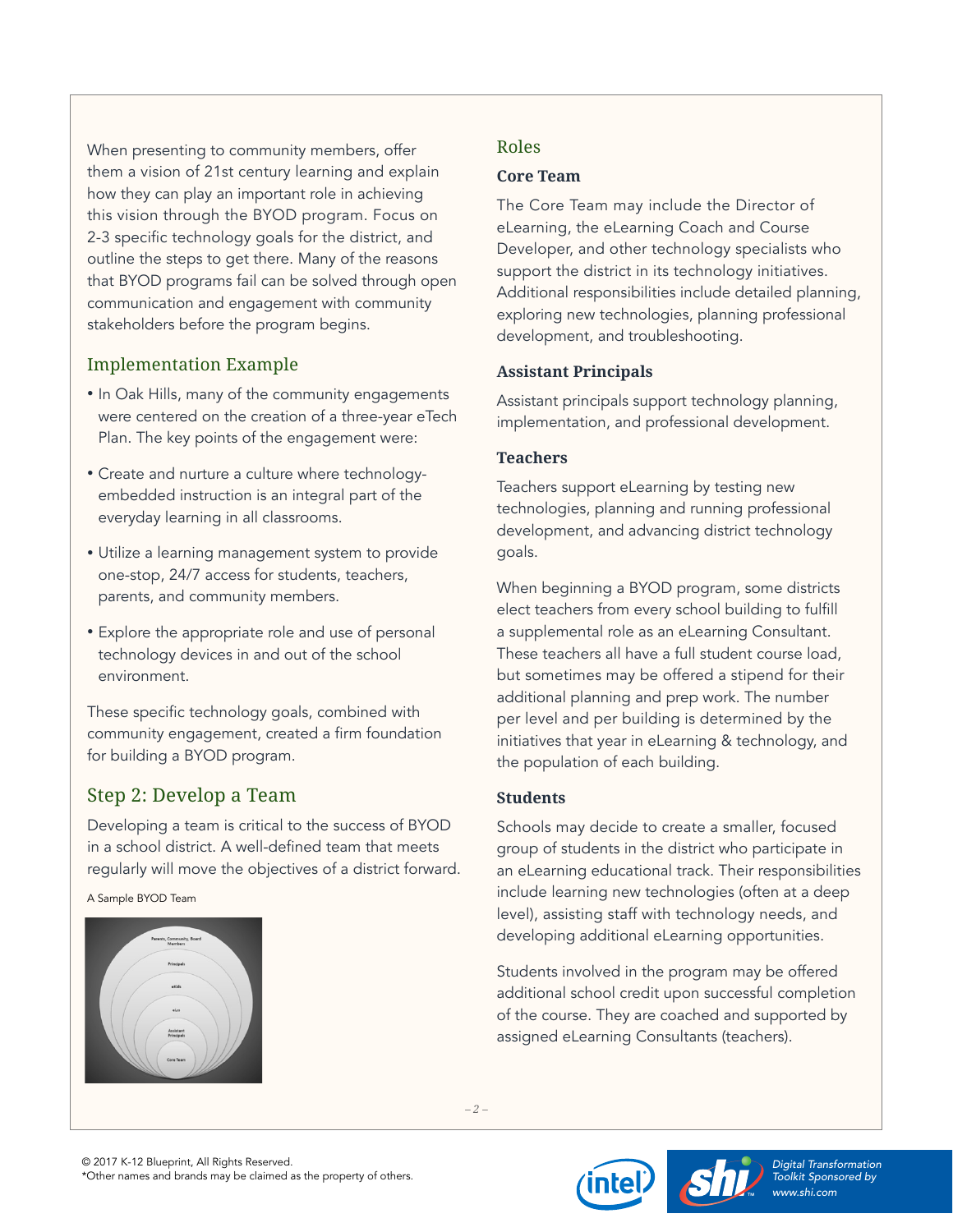When presenting to community members, offer them a vision of 21st century learning and explain how they can play an important role in achieving this vision through the BYOD program. Focus on 2-3 specific technology goals for the district, and outline the steps to get there. Many of the reasons that BYOD programs fail can be solved through open communication and engagement with community stakeholders before the program begins.

### Implementation Example

- In Oak Hills, many of the community engagements were centered on the creation of a three-year eTech Plan. The key points of the engagement were:
- Create and nurture a culture where technology-embedded instruction is an integral part of the everyday learning in all classrooms.
- Utilize a learning management system to provide one-stop, 24/7 access for students, teachers, parents, and community members.
- Explore the appropriate role and use of personal technology devices in and out of the school environment.

These specific technology goals, combined with community engagement, created a firm foundation for building a BYOD program.

## Step 2: Develop a Team

Developing a team is critical to the success of BYOD in a school district. A well-defined team that meets regularly will move the objectives of a district forward.

A Sample BYOD Team

### Roles

#### Core Team

The Core Team may include the Director of eLearning, the eLearning Coach and Course Developer, and other technology specialists who support the district in its technology initiatives. Additional responsibilities include detailed planning, exploring new technologies, planning professional development, and troubleshooting.

#### Assistant Principals

Assistant principals support technology planning, implementation, and professional development.

#### Teachers

Teachers support eLearning by testing new technologies, planning and running professional development, and advancing district technology goals.

When beginning a BYOD program, some districts elect teachers from every school building to fulfill a supplemental role as an eLearning Consultant. These teachers all have a full student course load, but sometimes may be offered a stipend for their additional planning and prep work. The number per level and per building is determined by the initiatives that year in eLearning & technology, and the population of each building.

#### Students

Schools may decide to create a smaller, focused group of students in the district who participate in an eLearning educational track. Their responsibilities include learning new technologies (often at a deep level), assisting staff with technology needs, and developing additional eLearning opportunities.

Students involved in the program may be offered additional school credit upon successful completion of the course. They are coached and supported by assigned eLearning Consultants (teachers).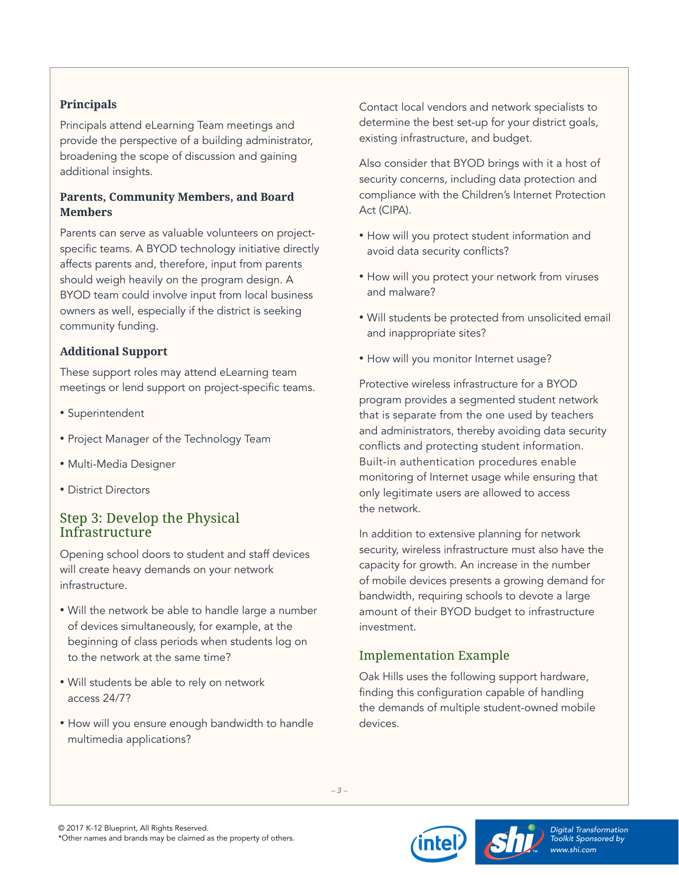### Principals

Principals attend eLearning Team meetings and provide the perspective of a building administrator, broadening the scope of discussion and gaining additional insights.

### Parents, Community Members, and Board Members

Parents can serve as valuable volunteers on project-specific teams. A BYOD technology initiative directly affects parents and, therefore, input from parents should weigh heavily on the program design. A BYOD team could involve input from local business owners as well, especially if the district is seeking community funding.

### Additional Support

These support roles may attend eLearning team meetings or lend support on project-specific teams.

- Superintendent
- Project Manager of the Technology Team
- Multi-Media Designer
- District Directors

## Step 3: Develop the Physical Infrastructure

Opening school doors to student and staff devices will create heavy demands on your network infrastructure.

- Will the network be able to handle large a number of devices simultaneously, for example, at the beginning of class periods when students log on to the network at the same time?
- Will students be able to rely on network access 24/7?
- How will you ensure enough bandwidth to handle multimedia applications?

Contact local vendors and network specialists to determine the best set-up for your district goals, existing infrastructure, and budget.

Also consider that BYOD brings with it a host of security concerns, including data protection and compliance with the Children's Internet Protection Act (CIPA).

- How will you protect student information and avoid data security conflicts?
- How will you protect your network from viruses and malware?
- Will students be protected from unsolicited email and inappropriate sites?
- How will you monitor Internet usage?

Protective wireless infrastructure for a BYOD program provides a segmented student network that is separate from the one used by teachers and administrators, thereby avoiding data security conflicts and protecting student information. Built-in authentication procedures enable monitoring of Internet usage while ensuring that only legitimate users are allowed to access the network.

In addition to extensive planning for network security, wireless infrastructure must also have the capacity for growth. An increase in the number of mobile devices presents a growing demand for bandwidth, requiring schools to devote a large amount of their BYOD budget to infrastructure investment.

### Implementation Example

Oak Hills uses the following support hardware, finding this configuration capable of handling the demands of multiple student-owned mobile devices.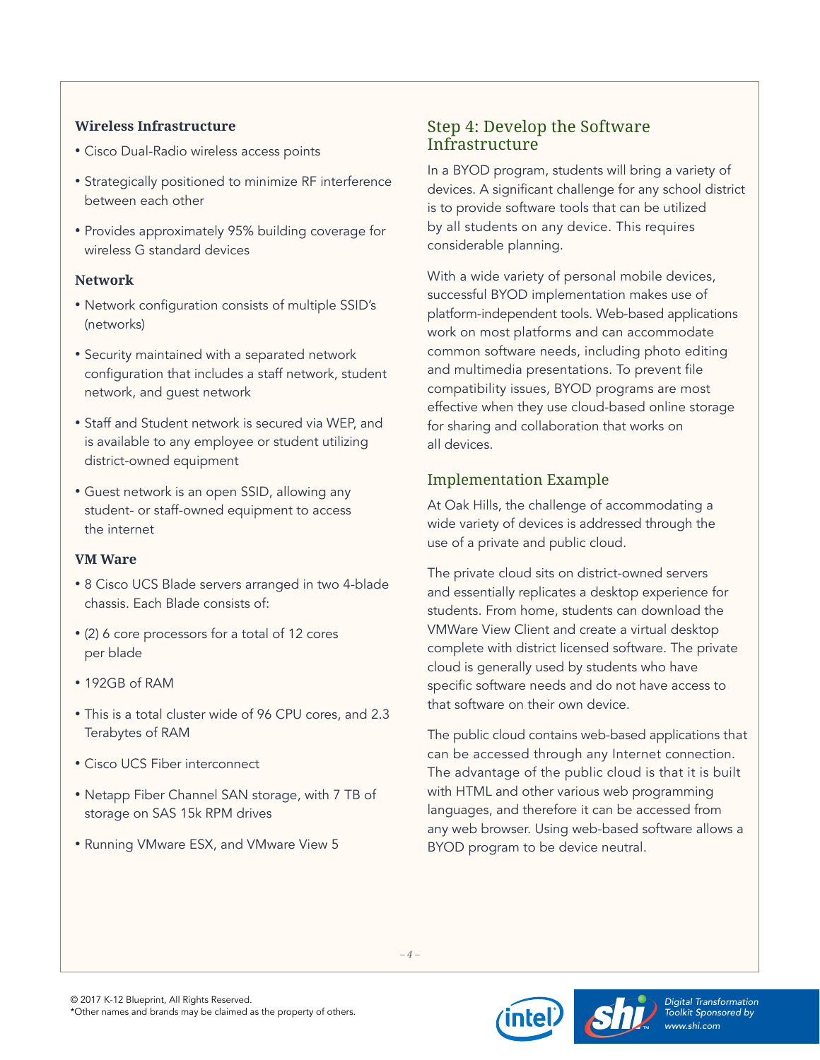### Wireless Infrastructure

- Cisco Dual-Radio wireless access points
- Strategically positioned to minimize RF interference between each other
- Provides approximately 95% building coverage for wireless G standard devices

### Network

- Network configuration consists of multiple SSID's (networks)
- Security maintained with a separated network configuration that includes a staff network, student network, and guest network
- Staff and Student network is secured via WEP, and is available to any employee or student utilizing district-owned equipment
- Guest network is an open SSID, allowing any student- or staff-owned equipment to access the internet

### VM Ware

- 8 Cisco UCS Blade servers arranged in two 4-blade chassis. Each Blade consists of:
- (2) 6 core processors for a total of 12 cores per blade
- 192GB of RAM
- This is a total cluster wide of 96 CPU cores, and 2.3 Terabytes of RAM
- Cisco UCS Fiber interconnect
- Netapp Fiber Channel SAN storage, with 7 TB of storage on SAS 15k RPM drives
- Running VMware ESX, and VMware View 5

## Step 4: Develop the Software Infrastructure

In a BYOD program, students will bring a variety of devices. A significant challenge for any school district is to provide software tools that can be utilized by all students on any device. This requires considerable planning.

With a wide variety of personal mobile devices, successful BYOD implementation makes use of platform-independent tools. Web-based applications work on most platforms and can accommodate common software needs, including photo editing and multimedia presentations. To prevent file compatibility issues, BYOD programs are most effective when they use cloud-based online storage for sharing and collaboration that works on all devices.

### Implementation Example

At Oak Hills, the challenge of accommodating a wide variety of devices is addressed through the use of a private and public cloud.

The private cloud sits on district-owned servers and essentially replicates a desktop experience for students. From home, students can download the VMWare View Client and create a virtual desktop complete with district licensed software. The private cloud is generally used by students who have specific software needs and do not have access to that software on their own device.

The public cloud contains web-based applications that can be accessed through any Internet connection. The advantage of the public cloud is that it is built with HTML and other various web programming languages, and therefore it can be accessed from any web browser. Using web-based software allows a BYOD program to be device neutral.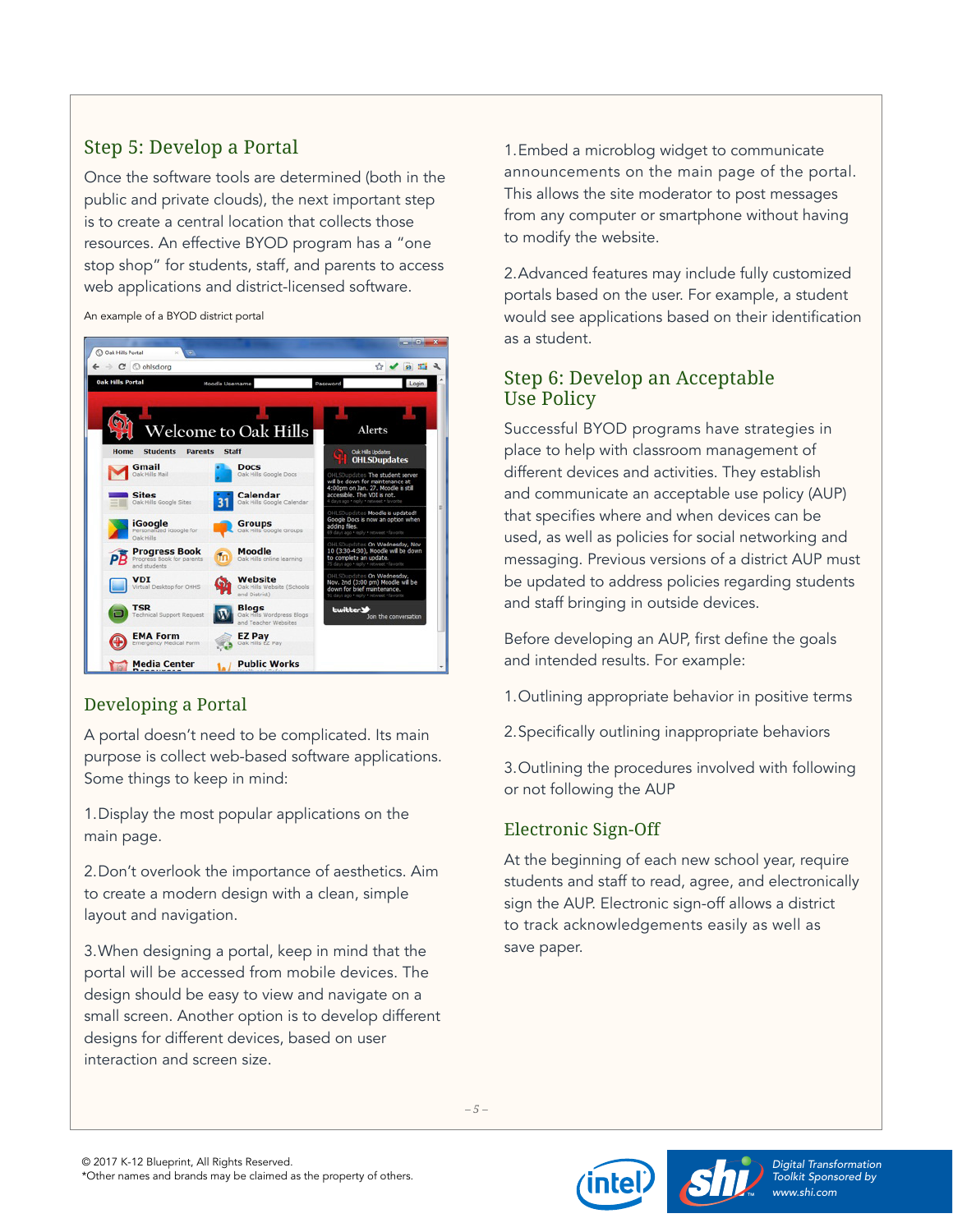## Step 5: Develop a Portal

Once the software tools are determined (both in the public and private clouds), the next important step is to create a central location that collects those resources. An effective BYOD program has a "one stop shop" for students, staff, and parents to access web applications and district-licensed software.

An example of a BYOD district portal

### Developing a Portal

A portal doesn't need to be complicated. Its main purpose is collect web-based software applications. Some things to keep in mind:

1. Display the most popular applications on the main page.

2. Don't overlook the importance of aesthetics. Aim to create a modern design with a clean, simple layout and navigation.

3. When designing a portal, keep in mind that the portal will be accessed from mobile devices. The design should be easy to view and navigate on a small screen. Another option is to develop different designs for different devices, based on user interaction and screen size.

1. Embed a microblog widget to communicate announcements on the main page of the portal. This allows the site moderator to post messages from any computer or smartphone without having to modify the website.

2. Advanced features may include fully customized portals based on the user. For example, a student would see applications based on their identification as a student.

## Step 6: Develop an Acceptable Use Policy

Successful BYOD programs have strategies in place to help with classroom management of different devices and activities. They establish and communicate an acceptable use policy (AUP) that specifies where and when devices can be used, as well as policies for social networking and messaging. Previous versions of a district AUP must be updated to address policies regarding students and staff bringing in outside devices.

Before developing an AUP, first define the goals and intended results. For example:

1. Outlining appropriate behavior in positive terms

2. Specifically outlining inappropriate behaviors

3. Outlining the procedures involved with following or not following the AUP

### Electronic Sign-Off

At the beginning of each new school year, require students and staff to read, agree, and electronically sign the AUP. Electronic sign-off allows a district to track acknowledgements easily as well as save paper.

© 2017 K-12 Blueprint, All Rights Reserved.
*Other names and brands may be claimed as the property of others.

Digital Transformation Toolkit Sponsored by www.shi.com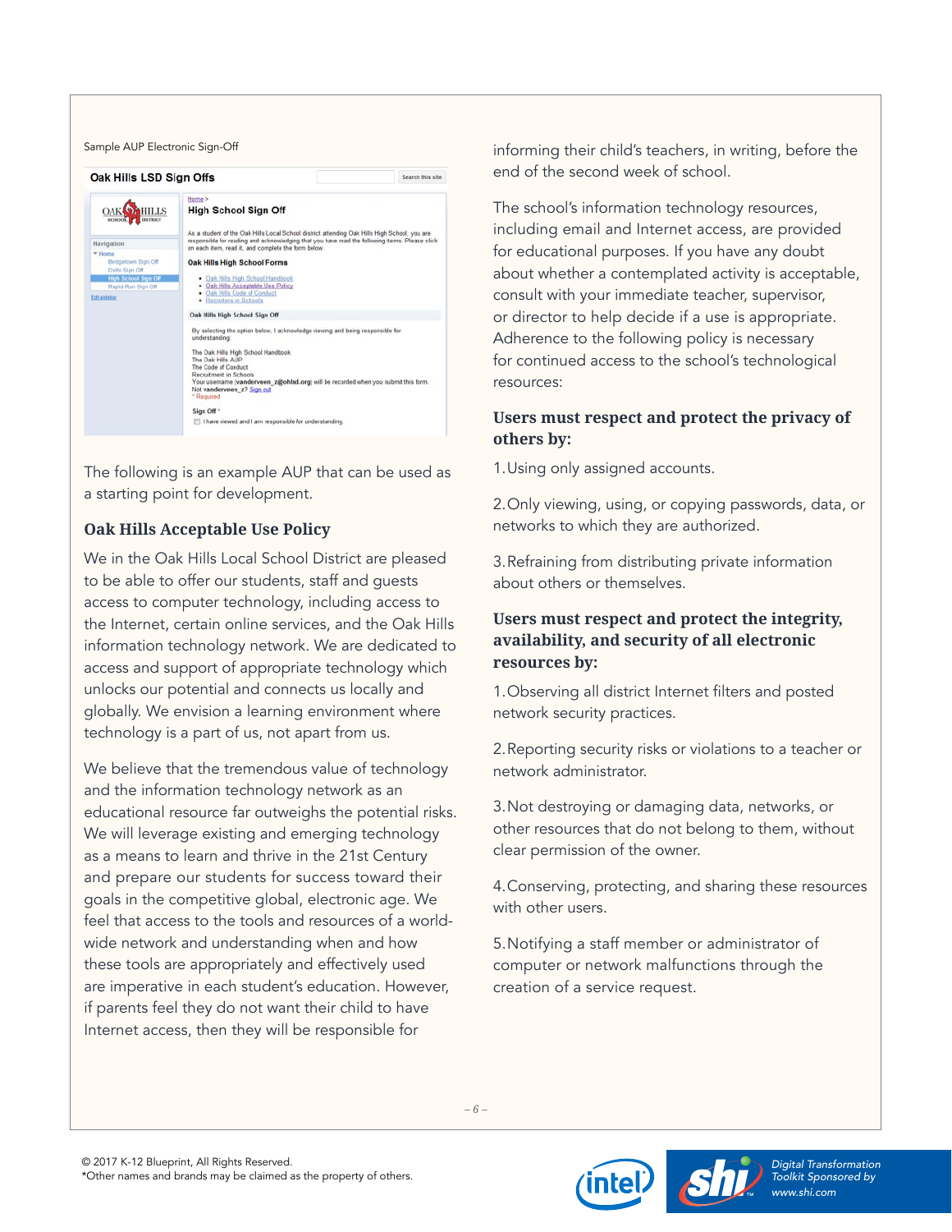Sample AUP Electronic Sign-Off

The following is an example AUP that can be used as a starting point for development.

## Oak Hills Acceptable Use Policy

We in the Oak Hills Local School District are pleased to be able to offer our students, staff and guests access to computer technology, including access to the Internet, certain online services, and the Oak Hills information technology network. We are dedicated to access and support of appropriate technology which unlocks our potential and connects us locally and globally. We envision a learning environment where technology is a part of us, not apart from us.

We believe that the tremendous value of technology and the information technology network as an educational resource far outweighs the potential risks. We will leverage existing and emerging technology as a means to learn and thrive in the 21st Century and prepare our students for success toward their goals in the competitive global, electronic age. We feel that access to the tools and resources of a world-wide network and understanding when and how these tools are appropriately and effectively used are imperative in each student's education. However, if parents feel they do not want their child to have Internet access, then they will be responsible for informing their child's teachers, in writing, before the end of the second week of school.

The school's information technology resources, including email and Internet access, are provided for educational purposes. If you have any doubt about whether a contemplated activity is acceptable, consult with your immediate teacher, supervisor, or director to help decide if a use is appropriate. Adherence to the following policy is necessary for continued access to the school's technological resources:

### Users must respect and protect the privacy of others by:

1. Using only assigned accounts.

2. Only viewing, using, or copying passwords, data, or networks to which they are authorized.

3. Refraining from distributing private information about others or themselves.

### Users must respect and protect the integrity, availability, and security of all electronic resources by:

1. Observing all district Internet filters and posted network security practices.

2. Reporting security risks or violations to a teacher or network administrator.

3. Not destroying or damaging data, networks, or other resources that do not belong to them, without clear permission of the owner.

4. Conserving, protecting, and sharing these resources with other users.

5. Notifying a staff member or administrator of computer or network malfunctions through the creation of a service request.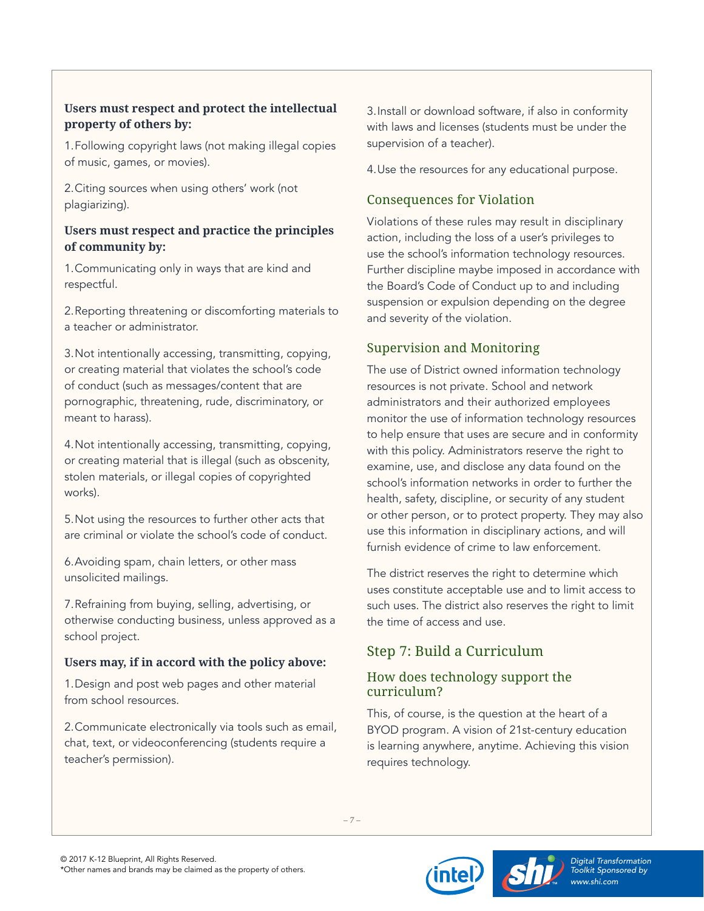**Users must respect and protect the intellectual property of others by:**

1. Following copyright laws (not making illegal copies of music, games, or movies).

2. Citing sources when using others' work (not plagiarizing).

**Users must respect and practice the principles of community by:**

1. Communicating only in ways that are kind and respectful.

2. Reporting threatening or discomforting materials to a teacher or administrator.

3. Not intentionally accessing, transmitting, copying, or creating material that violates the school's code of conduct (such as messages/content that are pornographic, threatening, rude, discriminatory, or meant to harass).

4. Not intentionally accessing, transmitting, copying, or creating material that is illegal (such as obscenity, stolen materials, or illegal copies of copyrighted works).

5. Not using the resources to further other acts that are criminal or violate the school's code of conduct.

6. Avoiding spam, chain letters, or other mass unsolicited mailings.

7. Refraining from buying, selling, advertising, or otherwise conducting business, unless approved as a school project.

**Users may, if in accord with the policy above:**

1. Design and post web pages and other material from school resources.

2. Communicate electronically via tools such as email, chat, text, or videoconferencing (students require a teacher's permission).

3. Install or download software, if also in conformity with laws and licenses (students must be under the supervision of a teacher).

4. Use the resources for any educational purpose.

### Consequences for Violation

Violations of these rules may result in disciplinary action, including the loss of a user's privileges to use the school's information technology resources. Further discipline maybe imposed in accordance with the Board's Code of Conduct up to and including suspension or expulsion depending on the degree and severity of the violation.

### Supervision and Monitoring

The use of District owned information technology resources is not private. School and network administrators and their authorized employees monitor the use of information technology resources to help ensure that uses are secure and in conformity with this policy. Administrators reserve the right to examine, use, and disclose any data found on the school's information networks in order to further the health, safety, discipline, or security of any student or other person, or to protect property. They may also use this information in disciplinary actions, and will furnish evidence of crime to law enforcement.

The district reserves the right to determine which uses constitute acceptable use and to limit access to such uses. The district also reserves the right to limit the time of access and use.

## Step 7: Build a Curriculum

### How does technology support the curriculum?

This, of course, is the question at the heart of a BYOD program. A vision of 21st-century education is learning anywhere, anytime. Achieving this vision requires technology.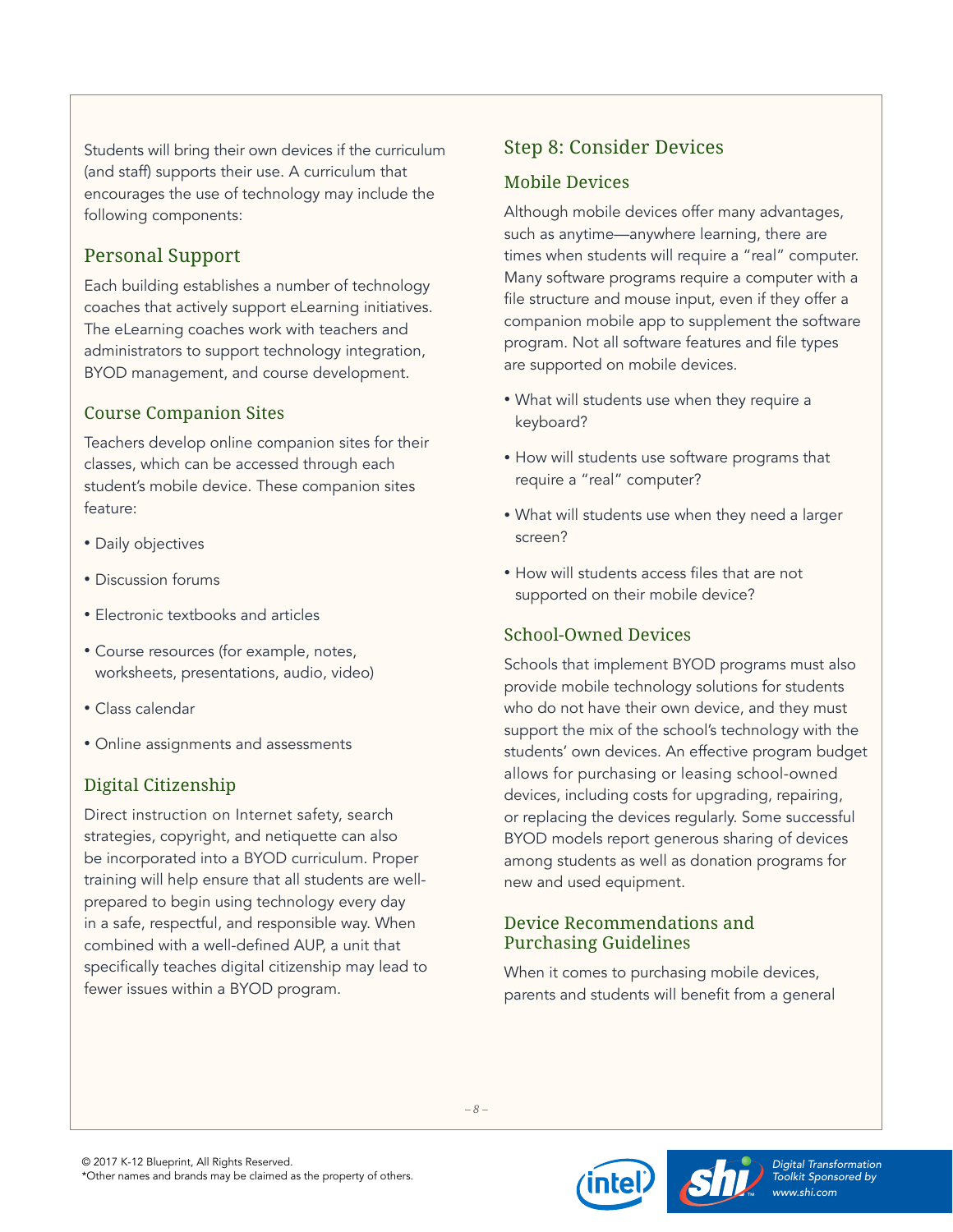Students will bring their own devices if the curriculum (and staff) supports their use. A curriculum that encourages the use of technology may include the following components:

### Personal Support

Each building establishes a number of technology coaches that actively support eLearning initiatives. The eLearning coaches work with teachers and administrators to support technology integration, BYOD management, and course development.

### Course Companion Sites

Teachers develop online companion sites for their classes, which can be accessed through each student's mobile device. These companion sites feature:

- Daily objectives
- Discussion forums
- Electronic textbooks and articles
- Course resources (for example, notes, worksheets, presentations, audio, video)
- Class calendar
- Online assignments and assessments

### Digital Citizenship

Direct instruction on Internet safety, search strategies, copyright, and netiquette can also be incorporated into a BYOD curriculum. Proper training will help ensure that all students are well-prepared to begin using technology every day in a safe, respectful, and responsible way. When combined with a well-defined AUP, a unit that specifically teaches digital citizenship may lead to fewer issues within a BYOD program.

## Step 8: Consider Devices

### Mobile Devices

Although mobile devices offer many advantages, such as anytime—anywhere learning, there are times when students will require a "real" computer. Many software programs require a computer with a file structure and mouse input, even if they offer a companion mobile app to supplement the software program. Not all software features and file types are supported on mobile devices.

- What will students use when they require a keyboard?
- How will students use software programs that require a "real" computer?
- What will students use when they need a larger screen?
- How will students access files that are not supported on their mobile device?

### School-Owned Devices

Schools that implement BYOD programs must also provide mobile technology solutions for students who do not have their own device, and they must support the mix of the school's technology with the students' own devices. An effective program budget allows for purchasing or leasing school-owned devices, including costs for upgrading, repairing, or replacing the devices regularly. Some successful BYOD models report generous sharing of devices among students as well as donation programs for new and used equipment.

### Device Recommendations and Purchasing Guidelines

When it comes to purchasing mobile devices, parents and students will benefit from a general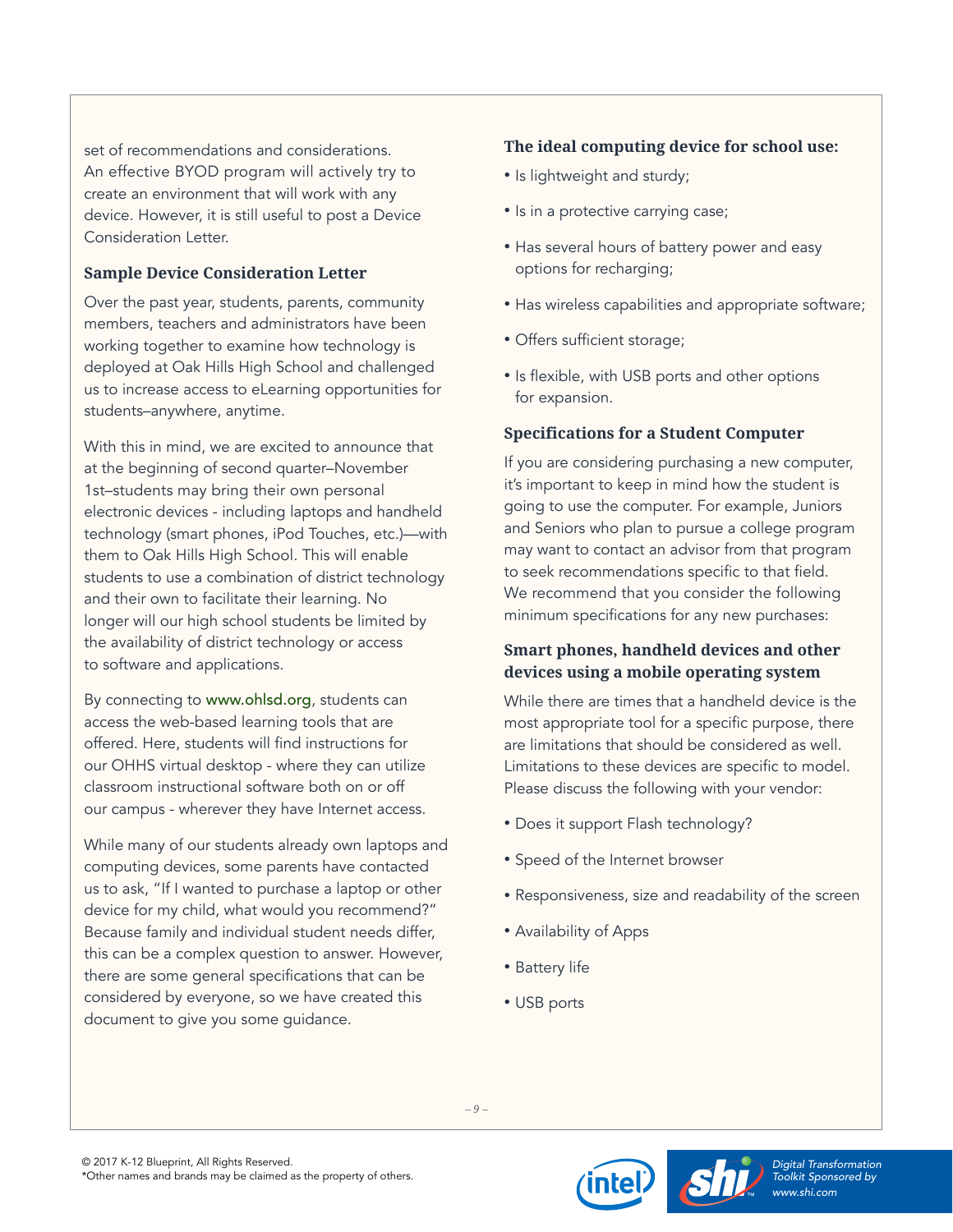set of recommendations and considerations. An effective BYOD program will actively try to create an environment that will work with any device. However, it is still useful to post a Device Consideration Letter.

### Sample Device Consideration Letter

Over the past year, students, parents, community members, teachers and administrators have been working together to examine how technology is deployed at Oak Hills High School and challenged us to increase access to eLearning opportunities for students–anywhere, anytime.

With this in mind, we are excited to announce that at the beginning of second quarter–November 1st–students may bring their own personal electronic devices - including laptops and handheld technology (smart phones, iPod Touches, etc.)—with them to Oak Hills High School. This will enable students to use a combination of district technology and their own to facilitate their learning. No longer will our high school students be limited by the availability of district technology or access to software and applications.

By connecting to www.ohlsd.org, students can access the web-based learning tools that are offered. Here, students will find instructions for our OHHS virtual desktop - where they can utilize classroom instructional software both on or off our campus - wherever they have Internet access.

While many of our students already own laptops and computing devices, some parents have contacted us to ask, "If I wanted to purchase a laptop or other device for my child, what would you recommend?" Because family and individual student needs differ, this can be a complex question to answer. However, there are some general specifications that can be considered by everyone, so we have created this document to give you some guidance.

### The ideal computing device for school use:

- Is lightweight and sturdy;
- Is in a protective carrying case;
- Has several hours of battery power and easy options for recharging;
- Has wireless capabilities and appropriate software;
- Offers sufficient storage;
- Is flexible, with USB ports and other options for expansion.

### Specifications for a Student Computer

If you are considering purchasing a new computer, it's important to keep in mind how the student is going to use the computer. For example, Juniors and Seniors who plan to pursue a college program may want to contact an advisor from that program to seek recommendations specific to that field. We recommend that you consider the following minimum specifications for any new purchases:

### Smart phones, handheld devices and other devices using a mobile operating system

While there are times that a handheld device is the most appropriate tool for a specific purpose, there are limitations that should be considered as well. Limitations to these devices are specific to model. Please discuss the following with your vendor:

- Does it support Flash technology?
- Speed of the Internet browser
- Responsiveness, size and readability of the screen
- Availability of Apps
- Battery life
- USB ports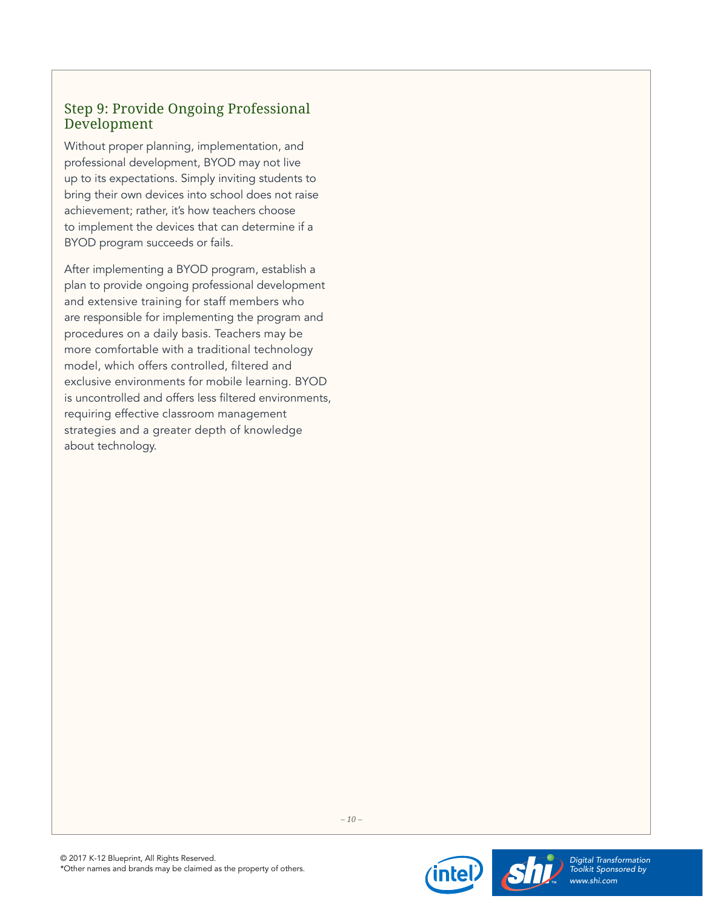## Step 9: Provide Ongoing Professional Development

Without proper planning, implementation, and professional development, BYOD may not live up to its expectations. Simply inviting students to bring their own devices into school does not raise achievement; rather, it's how teachers choose to implement the devices that can determine if a BYOD program succeeds or fails.

After implementing a BYOD program, establish a plan to provide ongoing professional development and extensive training for staff members who are responsible for implementing the program and procedures on a daily basis. Teachers may be more comfortable with a traditional technology model, which offers controlled, filtered and exclusive environments for mobile learning. BYOD is uncontrolled and offers less filtered environments, requiring effective classroom management strategies and a greater depth of knowledge about technology.